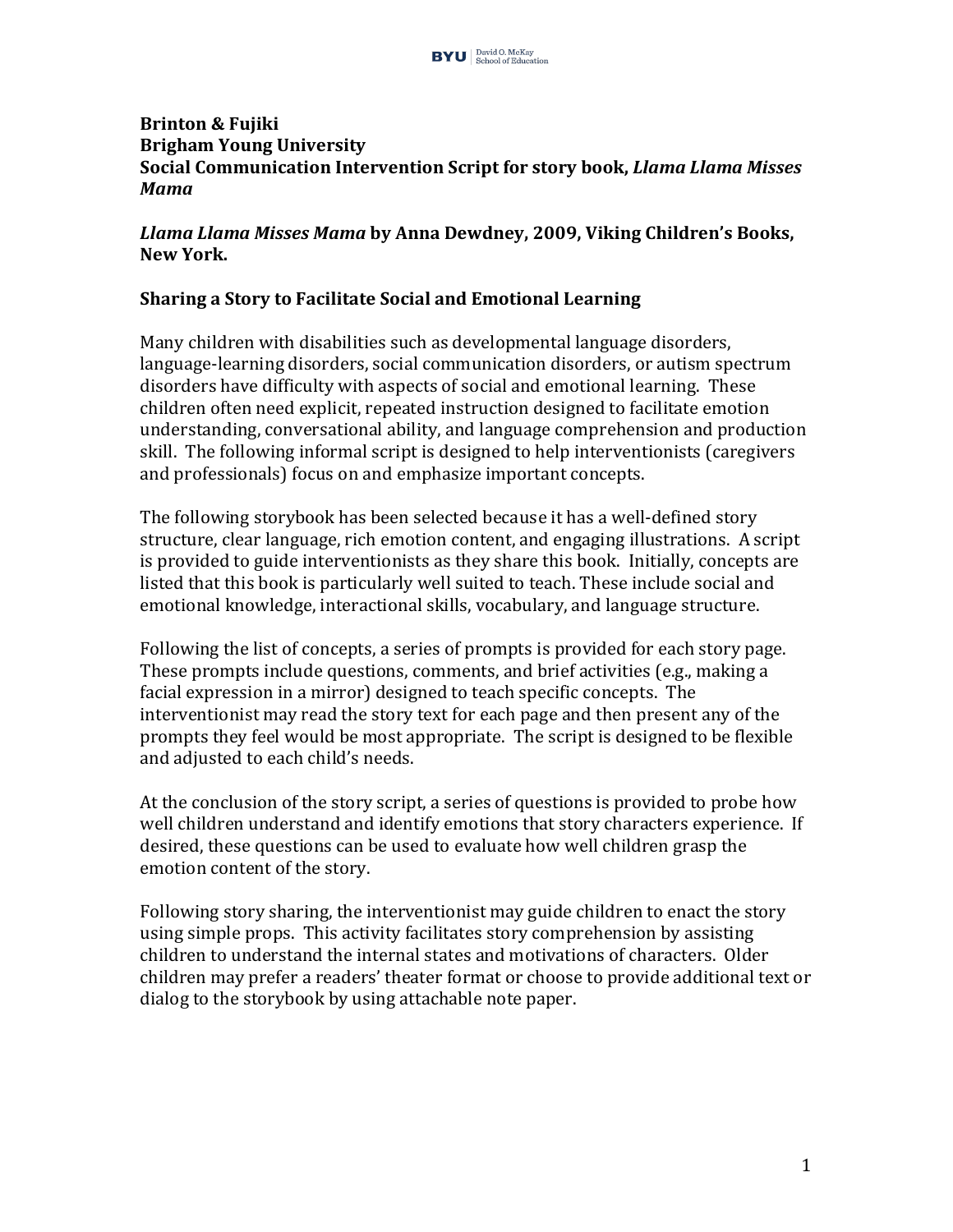**Brinton & Fujiki**
**Brigham Young University**
**Social Communication Intervention Script for story book, *Llama Llama Misses Mama***

***Llama Llama Misses Mama* by Anna Dewdney, 2009, Viking Children's Books, New York.**

## Sharing a Story to Facilitate Social and Emotional Learning

Many children with disabilities such as developmental language disorders, language-learning disorders, social communication disorders, or autism spectrum disorders have difficulty with aspects of social and emotional learning. These children often need explicit, repeated instruction designed to facilitate emotion understanding, conversational ability, and language comprehension and production skill. The following informal script is designed to help interventionists (caregivers and professionals) focus on and emphasize important concepts.

The following storybook has been selected because it has a well-defined story structure, clear language, rich emotion content, and engaging illustrations. A script is provided to guide interventionists as they share this book. Initially, concepts are listed that this book is particularly well suited to teach. These include social and emotional knowledge, interactional skills, vocabulary, and language structure.

Following the list of concepts, a series of prompts is provided for each story page. These prompts include questions, comments, and brief activities (e.g., making a facial expression in a mirror) designed to teach specific concepts. The interventionist may read the story text for each page and then present any of the prompts they feel would be most appropriate. The script is designed to be flexible and adjusted to each child's needs.

At the conclusion of the story script, a series of questions is provided to probe how well children understand and identify emotions that story characters experience. If desired, these questions can be used to evaluate how well children grasp the emotion content of the story.

Following story sharing, the interventionist may guide children to enact the story using simple props. This activity facilitates story comprehension by assisting children to understand the internal states and motivations of characters. Older children may prefer a readers' theater format or choose to provide additional text or dialog to the storybook by using attachable note paper.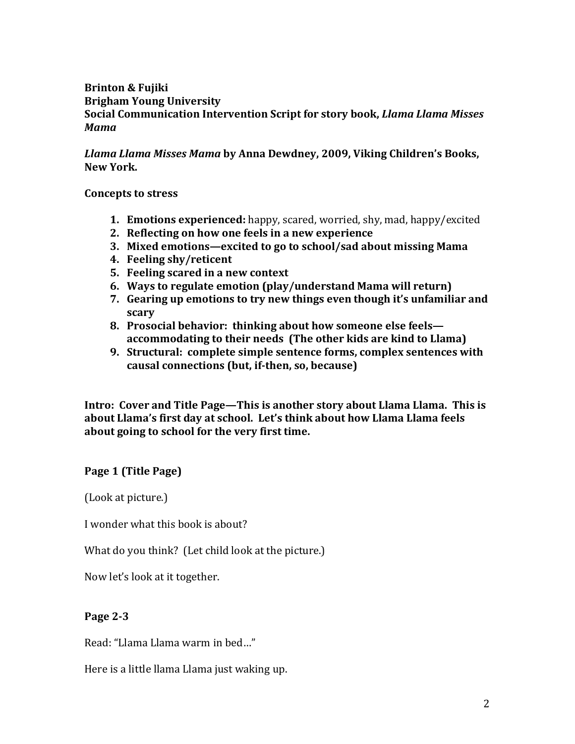**Brinton & Fujiki**
**Brigham Young University**
**Social Communication Intervention Script for story book, *Llama Llama Misses Mama***

***Llama Llama Misses Mama* by Anna Dewdney, 2009, Viking Children's Books, New York.**

**Concepts to stress**

1. **Emotions experienced:** happy, scared, worried, shy, mad, happy/excited
2. **Reflecting on how one feels in a new experience**
3. **Mixed emotions—excited to go to school/sad about missing Mama**
4. **Feeling shy/reticent**
5. **Feeling scared in a new context**
6. **Ways to regulate emotion (play/understand Mama will return)**
7. **Gearing up emotions to try new things even though it's unfamiliar and scary**
8. **Prosocial behavior: thinking about how someone else feels—accommodating to their needs (The other kids are kind to Llama)**
9. **Structural: complete simple sentence forms, complex sentences with causal connections (but, if-then, so, because)**

**Intro: Cover and Title Page—This is another story about Llama Llama. This is about Llama's first day at school. Let's think about how Llama Llama feels about going to school for the very first time.**

**Page 1 (Title Page)**

(Look at picture.)

I wonder what this book is about?

What do you think? (Let child look at the picture.)

Now let's look at it together.

**Page 2-3**

Read: "Llama Llama warm in bed…"

Here is a little llama Llama just waking up.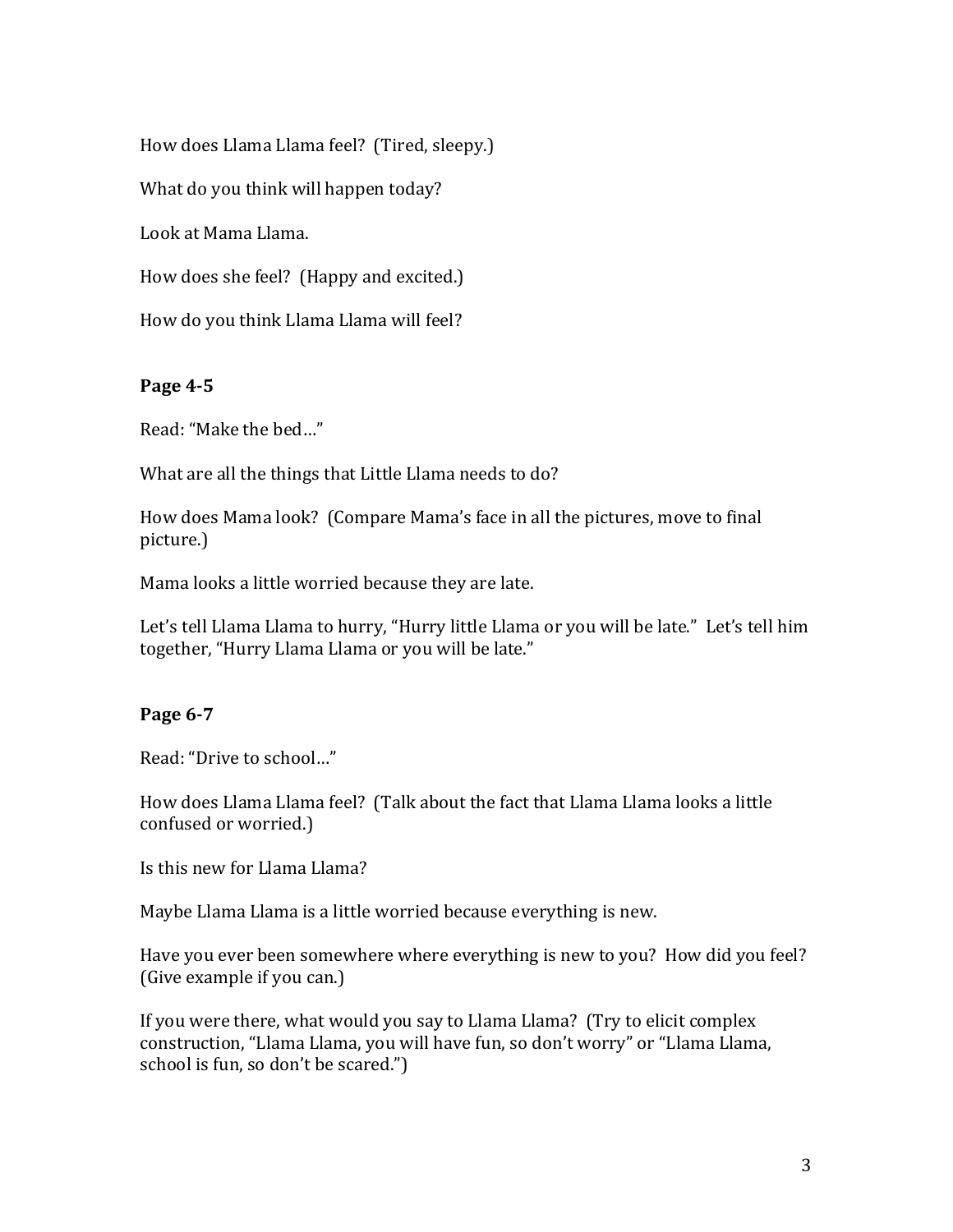How does Llama Llama feel? (Tired, sleepy.)

What do you think will happen today?

Look at Mama Llama.

How does she feel? (Happy and excited.)

How do you think Llama Llama will feel?

**Page 4-5**

Read: "Make the bed…"

What are all the things that Little Llama needs to do?

How does Mama look? (Compare Mama's face in all the pictures, move to final picture.)

Mama looks a little worried because they are late.

Let's tell Llama Llama to hurry, "Hurry little Llama or you will be late." Let's tell him together, "Hurry Llama Llama or you will be late."

**Page 6-7**

Read: "Drive to school…"

How does Llama Llama feel? (Talk about the fact that Llama Llama looks a little confused or worried.)

Is this new for Llama Llama?

Maybe Llama Llama is a little worried because everything is new.

Have you ever been somewhere where everything is new to you? How did you feel? (Give example if you can.)

If you were there, what would you say to Llama Llama? (Try to elicit complex construction, "Llama Llama, you will have fun, so don't worry" or "Llama Llama, school is fun, so don't be scared.")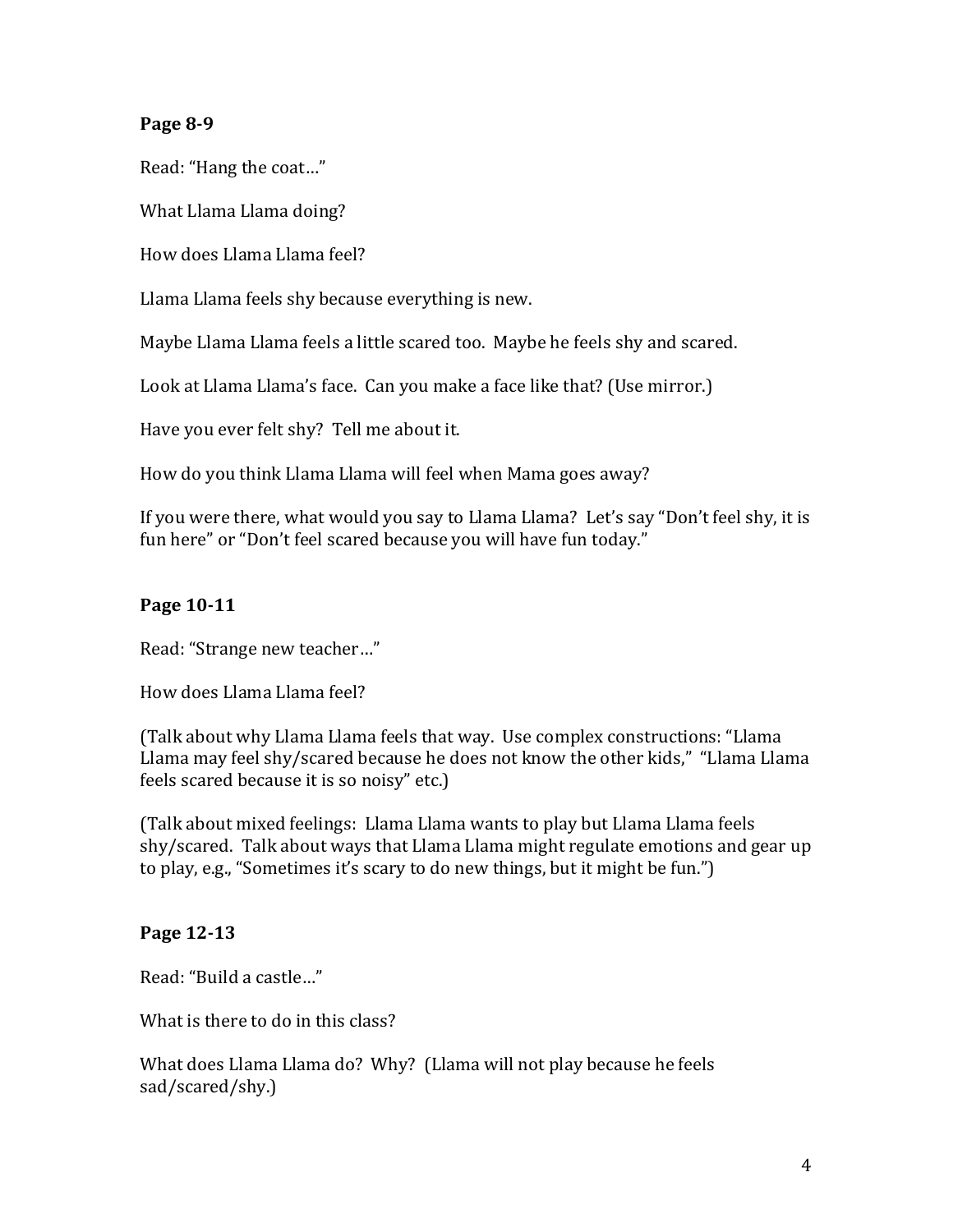**Page 8-9**

Read: "Hang the coat…"

What Llama Llama doing?

How does Llama Llama feel?

Llama Llama feels shy because everything is new.

Maybe Llama Llama feels a little scared too. Maybe he feels shy and scared.

Look at Llama Llama's face. Can you make a face like that? (Use mirror.)

Have you ever felt shy? Tell me about it.

How do you think Llama Llama will feel when Mama goes away?

If you were there, what would you say to Llama Llama? Let's say "Don't feel shy, it is fun here" or "Don't feel scared because you will have fun today."

**Page 10-11**

Read: "Strange new teacher…"

How does Llama Llama feel?

(Talk about why Llama Llama feels that way. Use complex constructions: "Llama Llama may feel shy/scared because he does not know the other kids," "Llama Llama feels scared because it is so noisy" etc.)

(Talk about mixed feelings: Llama Llama wants to play but Llama Llama feels shy/scared. Talk about ways that Llama Llama might regulate emotions and gear up to play, e.g., "Sometimes it's scary to do new things, but it might be fun.")

**Page 12-13**

Read: "Build a castle…"

What is there to do in this class?

What does Llama Llama do? Why? (Llama will not play because he feels sad/scared/shy.)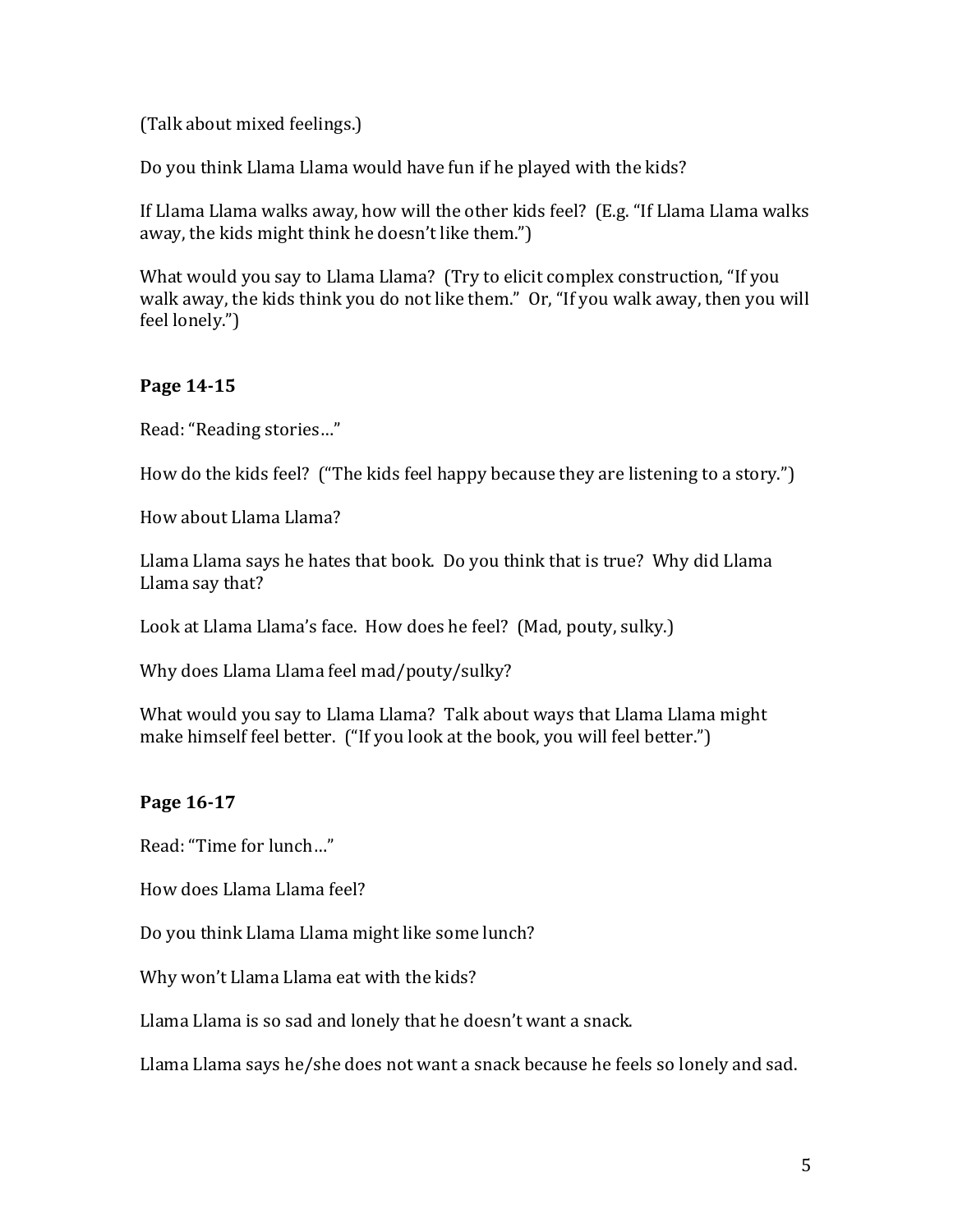(Talk about mixed feelings.)

Do you think Llama Llama would have fun if he played with the kids?

If Llama Llama walks away, how will the other kids feel? (E.g. "If Llama Llama walks away, the kids might think he doesn't like them.")

What would you say to Llama Llama? (Try to elicit complex construction, "If you walk away, the kids think you do not like them." Or, "If you walk away, then you will feel lonely.")

**Page 14-15**

Read: "Reading stories…"

How do the kids feel? ("The kids feel happy because they are listening to a story.")

How about Llama Llama?

Llama Llama says he hates that book. Do you think that is true? Why did Llama Llama say that?

Look at Llama Llama's face. How does he feel? (Mad, pouty, sulky.)

Why does Llama Llama feel mad/pouty/sulky?

What would you say to Llama Llama? Talk about ways that Llama Llama might make himself feel better. ("If you look at the book, you will feel better.")

**Page 16-17**

Read: "Time for lunch…"

How does Llama Llama feel?

Do you think Llama Llama might like some lunch?

Why won't Llama Llama eat with the kids?

Llama Llama is so sad and lonely that he doesn't want a snack.

Llama Llama says he/she does not want a snack because he feels so lonely and sad.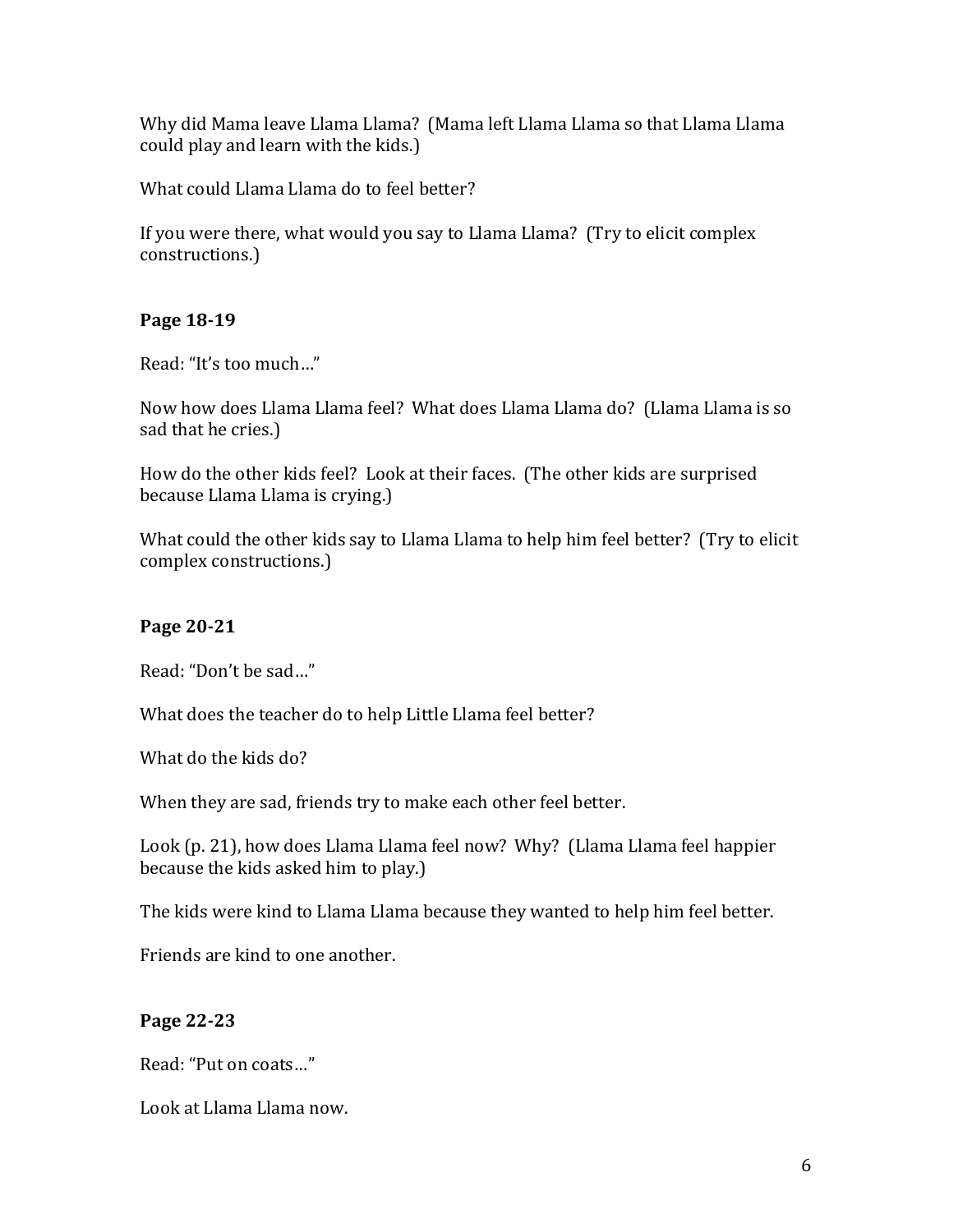Why did Mama leave Llama Llama? (Mama left Llama Llama so that Llama Llama could play and learn with the kids.)

What could Llama Llama do to feel better?

If you were there, what would you say to Llama Llama? (Try to elicit complex constructions.)

**Page 18-19**

Read: "It's too much…"

Now how does Llama Llama feel? What does Llama Llama do? (Llama Llama is so sad that he cries.)

How do the other kids feel? Look at their faces. (The other kids are surprised because Llama Llama is crying.)

What could the other kids say to Llama Llama to help him feel better? (Try to elicit complex constructions.)

**Page 20-21**

Read: "Don't be sad…"

What does the teacher do to help Little Llama feel better?

What do the kids do?

When they are sad, friends try to make each other feel better.

Look (p. 21), how does Llama Llama feel now? Why? (Llama Llama feel happier because the kids asked him to play.)

The kids were kind to Llama Llama because they wanted to help him feel better.

Friends are kind to one another.

**Page 22-23**

Read: "Put on coats…"

Look at Llama Llama now.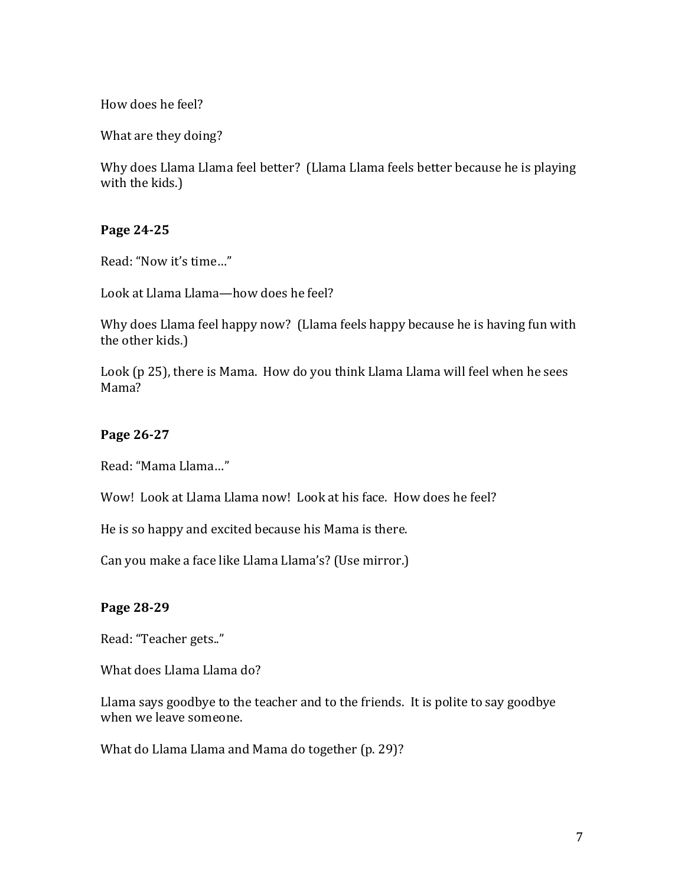How does he feel?

What are they doing?

Why does Llama Llama feel better? (Llama Llama feels better because he is playing with the kids.)

**Page 24-25**

Read: "Now it's time…"

Look at Llama Llama—how does he feel?

Why does Llama feel happy now? (Llama feels happy because he is having fun with the other kids.)

Look (p 25), there is Mama. How do you think Llama Llama will feel when he sees Mama?

**Page 26-27**

Read: "Mama Llama…"

Wow! Look at Llama Llama now! Look at his face. How does he feel?

He is so happy and excited because his Mama is there.

Can you make a face like Llama Llama's? (Use mirror.)

**Page 28-29**

Read: "Teacher gets.."

What does Llama Llama do?

Llama says goodbye to the teacher and to the friends. It is polite to say goodbye when we leave someone.

What do Llama Llama and Mama do together (p. 29)?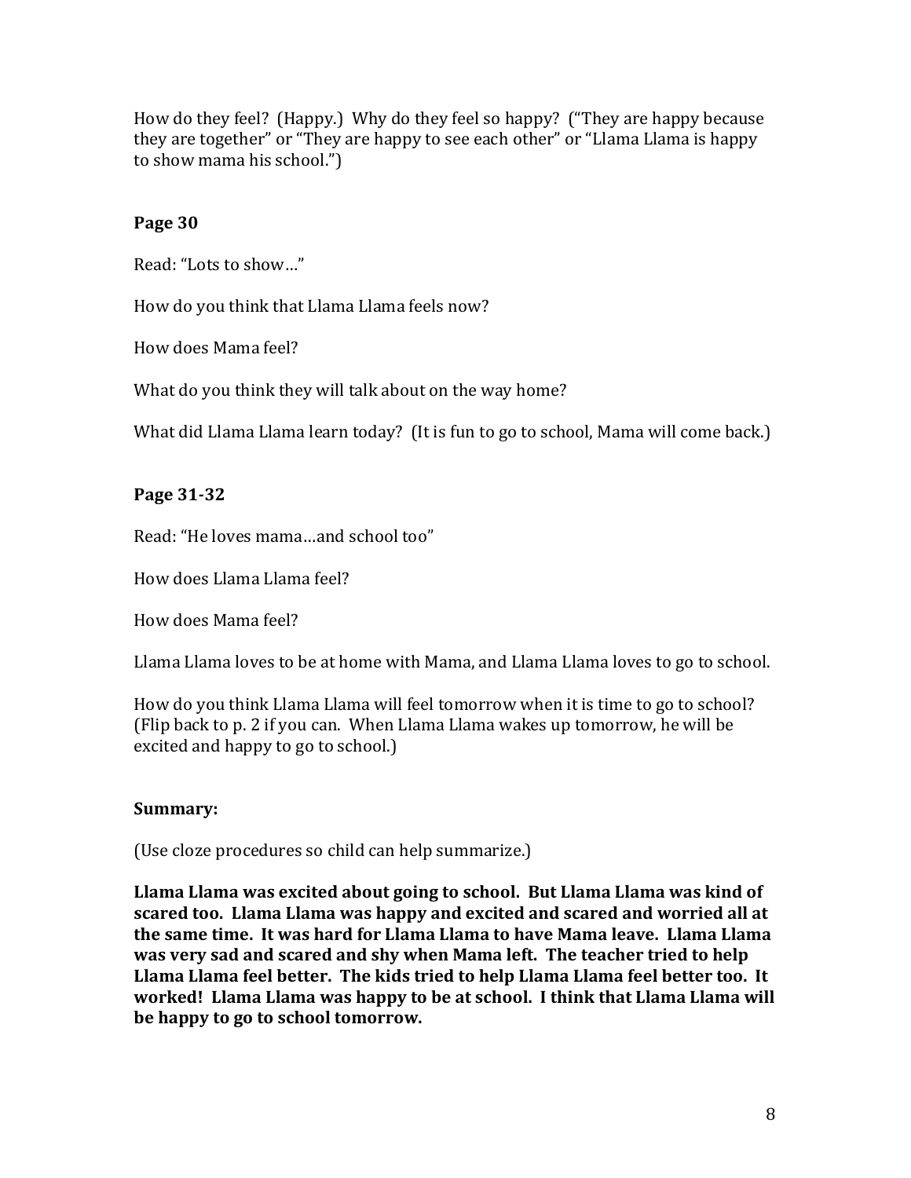How do they feel? (Happy.) Why do they feel so happy? ("They are happy because they are together" or "They are happy to see each other" or "Llama Llama is happy to show mama his school.")

**Page 30**

Read: "Lots to show…"

How do you think that Llama Llama feels now?

How does Mama feel?

What do you think they will talk about on the way home?

What did Llama Llama learn today? (It is fun to go to school, Mama will come back.)

**Page 31-32**

Read: "He loves mama…and school too"

How does Llama Llama feel?

How does Mama feel?

Llama Llama loves to be at home with Mama, and Llama Llama loves to go to school.

How do you think Llama Llama will feel tomorrow when it is time to go to school? (Flip back to p. 2 if you can. When Llama Llama wakes up tomorrow, he will be excited and happy to go to school.)

**Summary:**

(Use cloze procedures so child can help summarize.)

**Llama Llama was excited about going to school. But Llama Llama was kind of scared too. Llama Llama was happy and excited and scared and worried all at the same time. It was hard for Llama Llama to have Mama leave. Llama Llama was very sad and scared and shy when Mama left. The teacher tried to help Llama Llama feel better. The kids tried to help Llama Llama feel better too. It worked! Llama Llama was happy to be at school. I think that Llama Llama will be happy to go to school tomorrow.**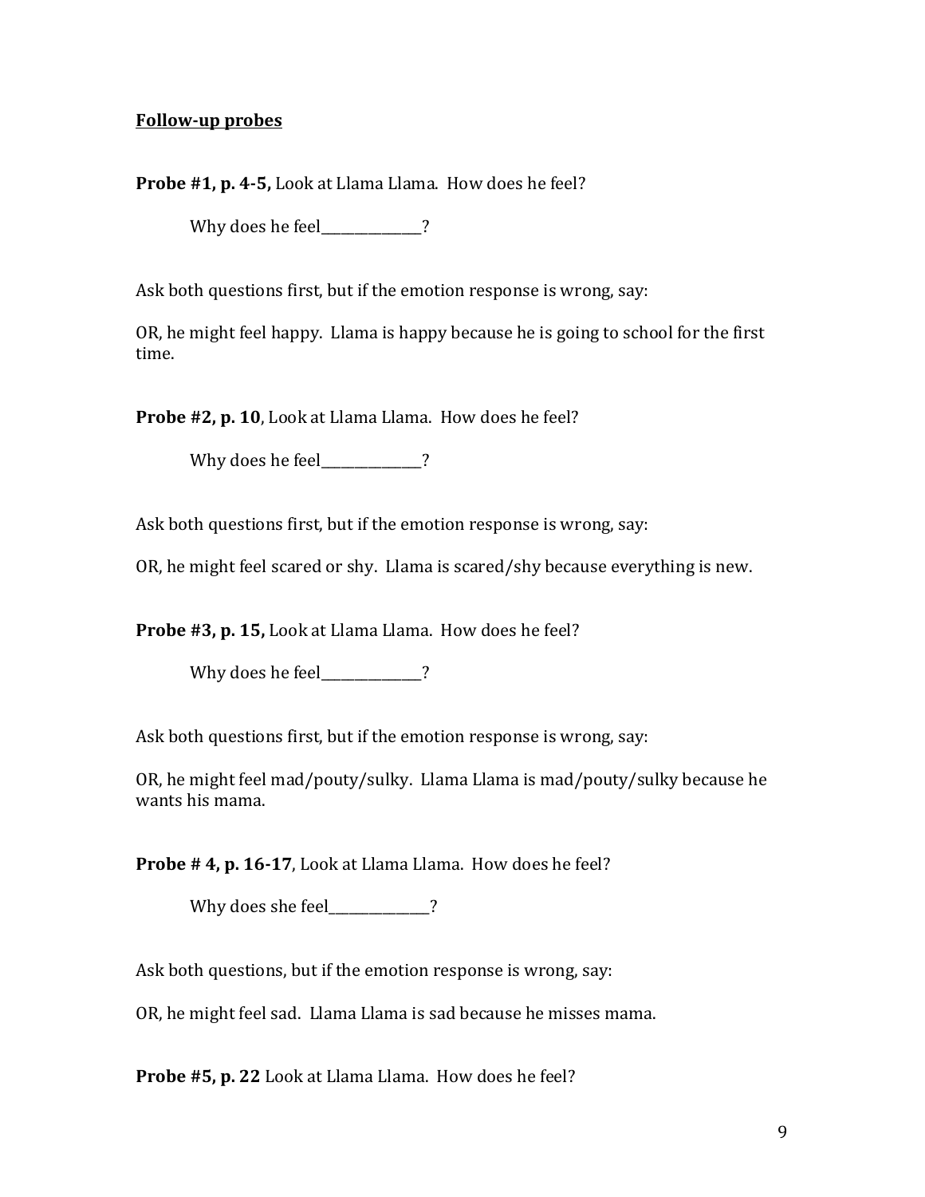**Follow-up probes**

**Probe #1, p. 4-5,** Look at Llama Llama. How does he feel?

Why does he feel_______________?

Ask both questions first, but if the emotion response is wrong, say:

OR, he might feel happy. Llama is happy because he is going to school for the first time.

**Probe #2, p. 10**, Look at Llama Llama. How does he feel?

Why does he feel_______________?

Ask both questions first, but if the emotion response is wrong, say:

OR, he might feel scared or shy. Llama is scared/shy because everything is new.

**Probe #3, p. 15,** Look at Llama Llama. How does he feel?

Why does he feel_______________?

Ask both questions first, but if the emotion response is wrong, say:

OR, he might feel mad/pouty/sulky. Llama Llama is mad/pouty/sulky because he wants his mama.

**Probe # 4, p. 16-17**, Look at Llama Llama. How does he feel?

Why does she feel_______________?

Ask both questions, but if the emotion response is wrong, say:

OR, he might feel sad. Llama Llama is sad because he misses mama.

**Probe #5, p. 22** Look at Llama Llama. How does he feel?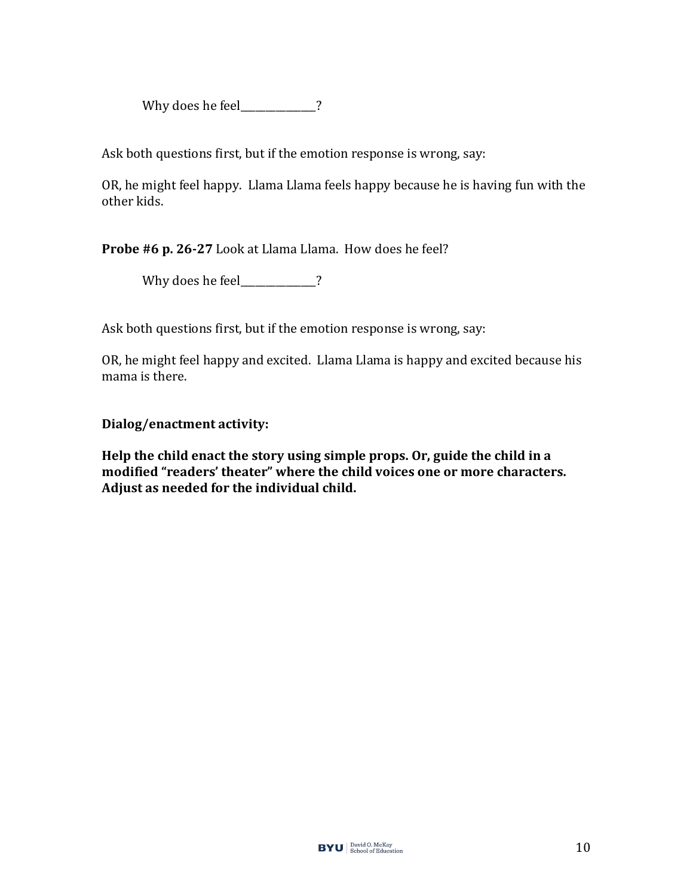Why does he feel_______________?

Ask both questions first, but if the emotion response is wrong, say:

OR, he might feel happy. Llama Llama feels happy because he is having fun with the other kids.

**Probe #6 p. 26-27** Look at Llama Llama. How does he feel?

Why does he feel_______________?

Ask both questions first, but if the emotion response is wrong, say:

OR, he might feel happy and excited. Llama Llama is happy and excited because his mama is there.

**Dialog/enactment activity:**

**Help the child enact the story using simple props. Or, guide the child in a modified "readers' theater" where the child voices one or more characters. Adjust as needed for the individual child.**